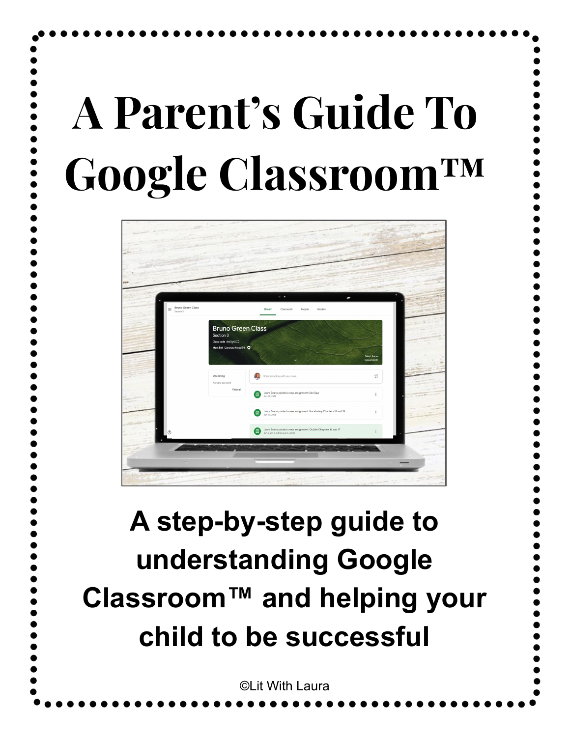# A Parent's Guide To Google Classroom™

## A step-by-step guide to understanding Google Classroom™ and helping your child to be successful

©Lit With Laura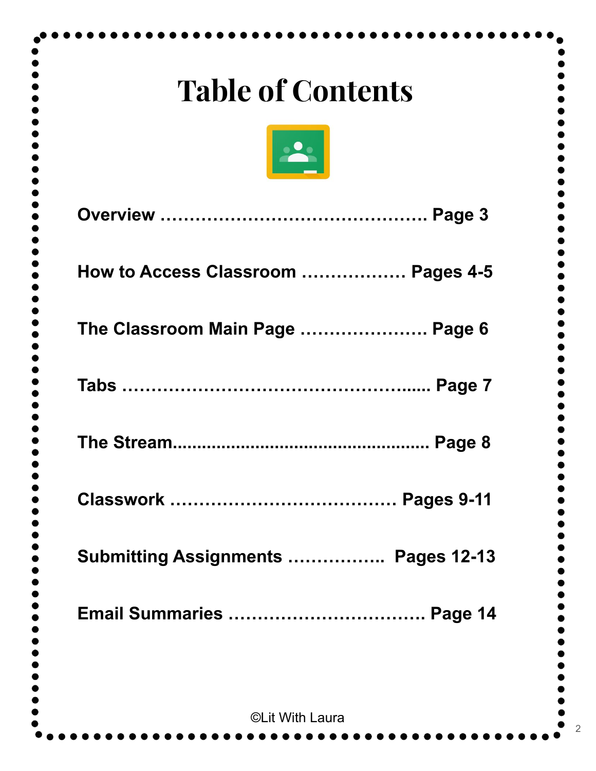# Table of Contents

**Overview ……………………………………… Page 3**

**How to Access Classroom ……………… Pages 4-5**

**The Classroom Main Page …………………. Page 6**

**Tabs ……………………………………………..... Page 7**

**The Stream.................................................... Page 8**

**Classwork ………………………………… Pages 9-11**

**Submitting Assignments …………….. Pages 12-13**

**Email Summaries ……………………………. Page 14**

©Lit With Laura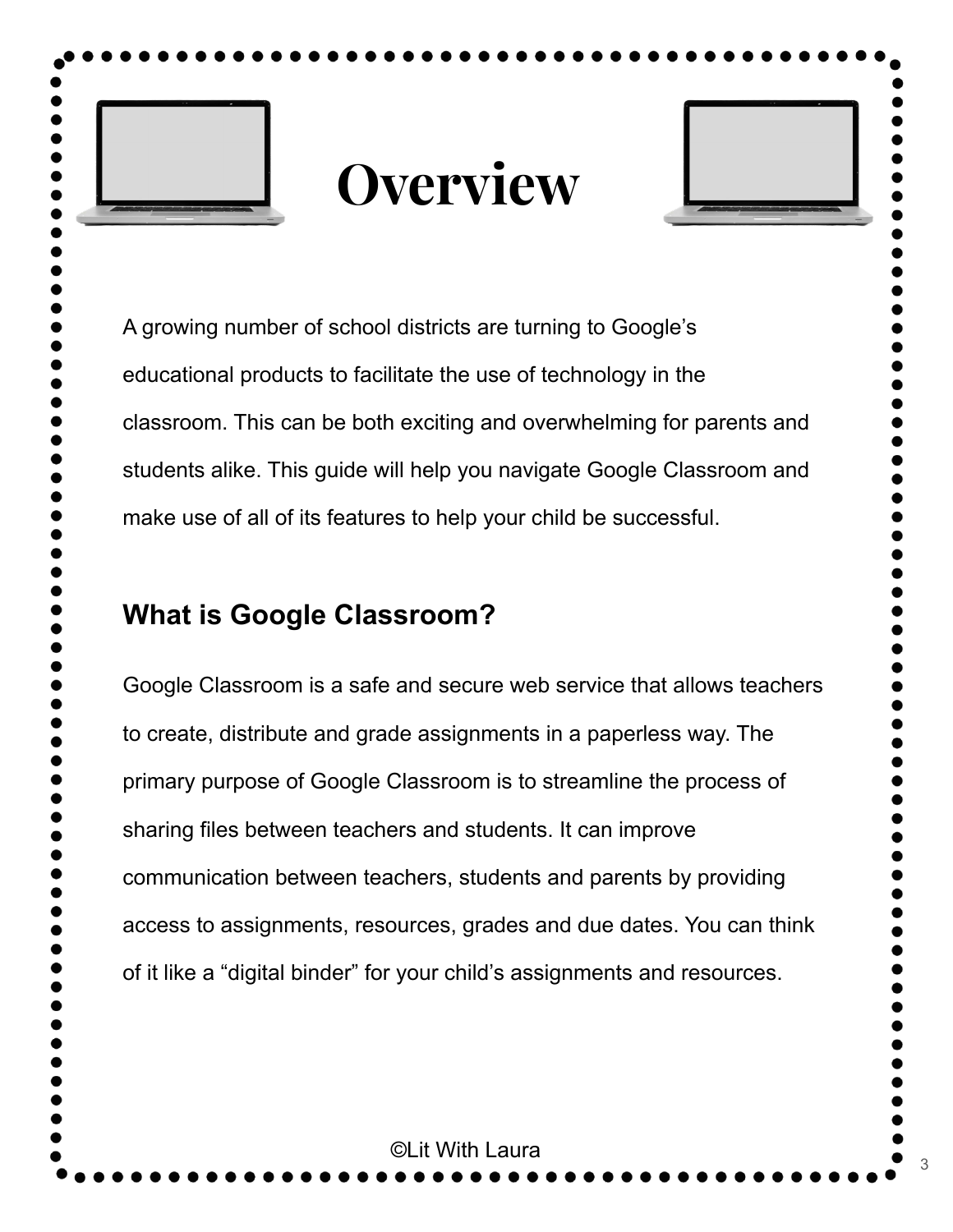# Overview

A growing number of school districts are turning to Google's educational products to facilitate the use of technology in the classroom. This can be both exciting and overwhelming for parents and students alike. This guide will help you navigate Google Classroom and make use of all of its features to help your child be successful.

## What is Google Classroom?

Google Classroom is a safe and secure web service that allows teachers to create, distribute and grade assignments in a paperless way. The primary purpose of Google Classroom is to streamline the process of sharing files between teachers and students. It can improve communication between teachers, students and parents by providing access to assignments, resources, grades and due dates. You can think of it like a "digital binder" for your child's assignments and resources.

©Lit With Laura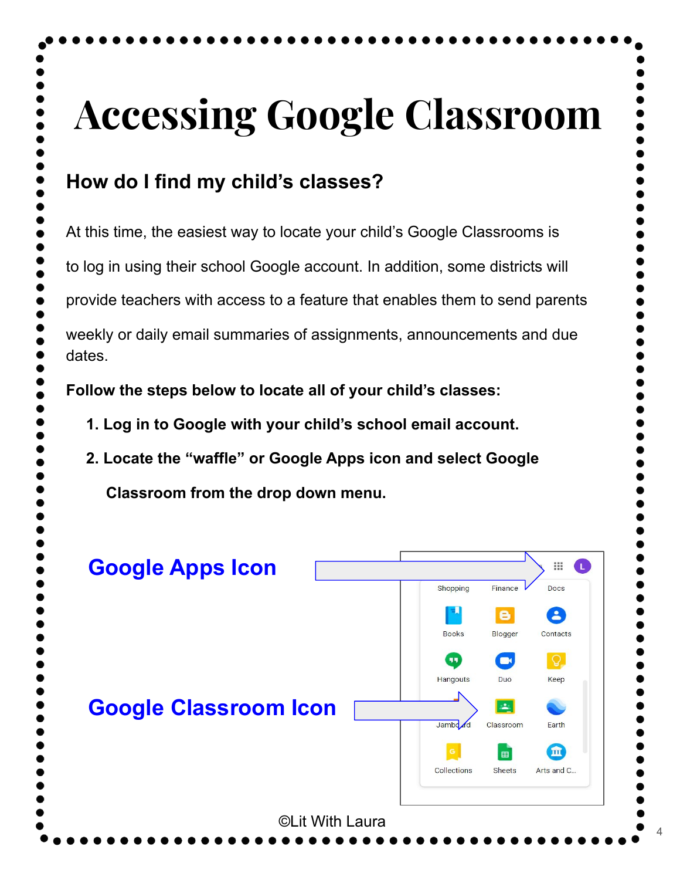# Accessing Google Classroom

## How do I find my child's classes?

At this time, the easiest way to locate your child's Google Classrooms is to log in using their school Google account. In addition, some districts will provide teachers with access to a feature that enables them to send parents weekly or daily email summaries of assignments, announcements and due dates.

**Follow the steps below to locate all of your child's classes:**

1. **Log in to Google with your child's school email account.**
2. **Locate the "waffle" or Google Apps icon and select Google Classroom from the drop down menu.**

**Google Apps Icon**

**Google Classroom Icon**

Shopping | Finance | Docs
Books | Blogger | Contacts
Hangouts | Duo | Keep
Jamboard | Classroom | Earth
Collections | Sheets | Arts and C...

©Lit With Laura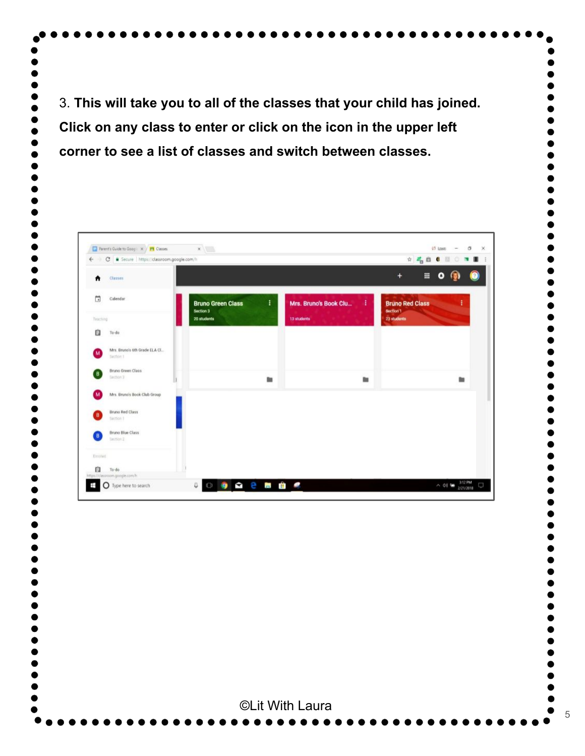3. **This will take you to all of the classes that your child has joined. Click on any class to enter or click on the icon in the upper left corner to see a list of classes and switch between classes.**

©Lit With Laura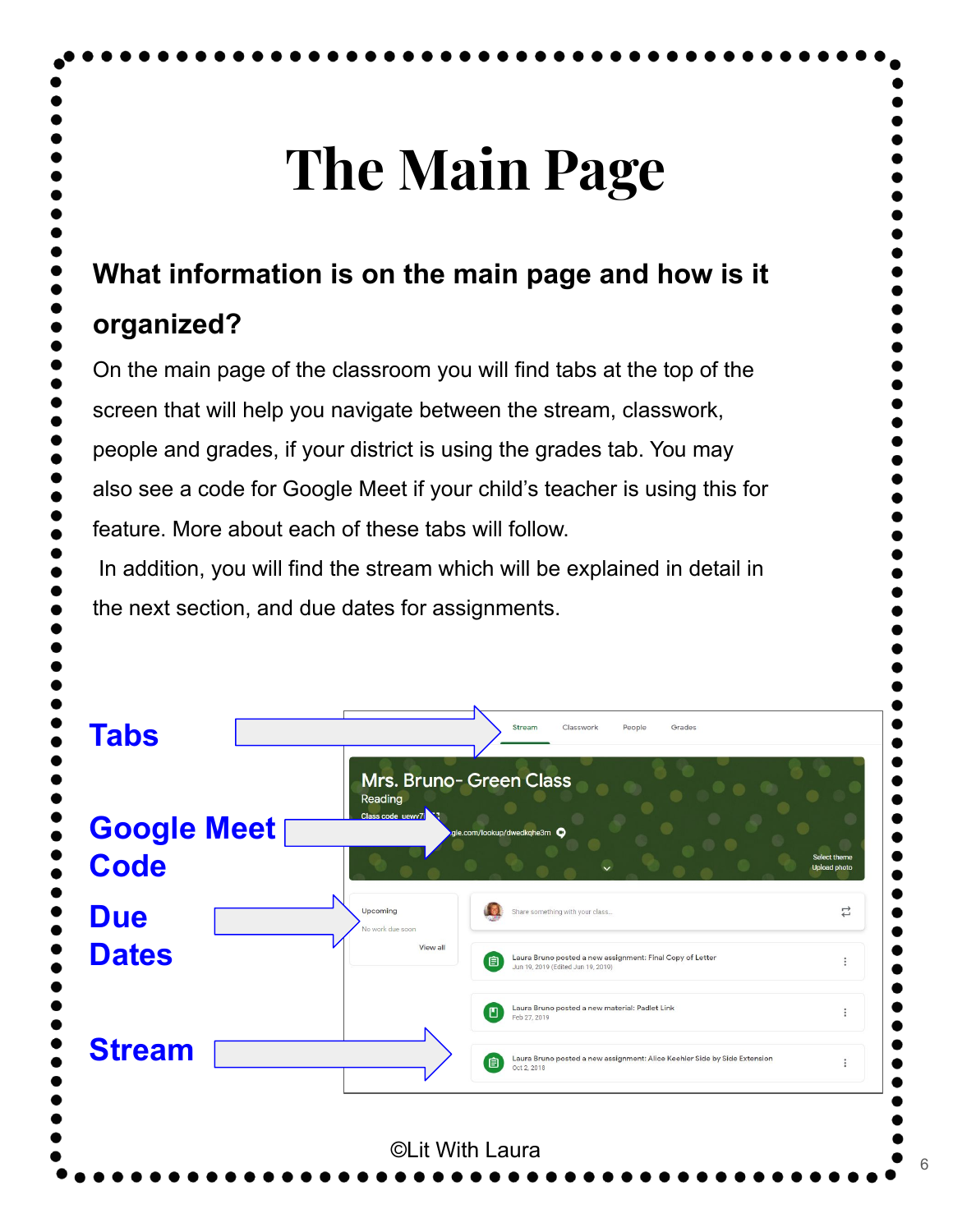# The Main Page

**What information is on the main page and how is it organized?**

On the main page of the classroom you will find tabs at the top of the screen that will help you navigate between the stream, classwork, people and grades, if your district is using the grades tab. You may also see a code for Google Meet if your child's teacher is using this for feature. More about each of these tabs will follow.

In addition, you will find the stream which will be explained in detail in the next section, and due dates for assignments.

**Tabs**

**Google Meet Code**

**Due Dates**

**Stream**

Stream Classwork People Grades

Mrs. Bruno- Green Class

Reading

Class code uewr7

gle.com/lookup/dwedkqhe3m

Select theme

Upload photo

Upcoming

No work due soon

View all

Share something with your class...

Laura Bruno posted a new assignment: Final Copy of Letter

Jun 19, 2019 (Edited Jun 19, 2019)

Laura Bruno posted a new material: Padlet Link

Feb 27, 2019

Laura Bruno posted a new assignment: Alice Keehler Side by Side Extension

Oct 2, 2018

©Lit With Laura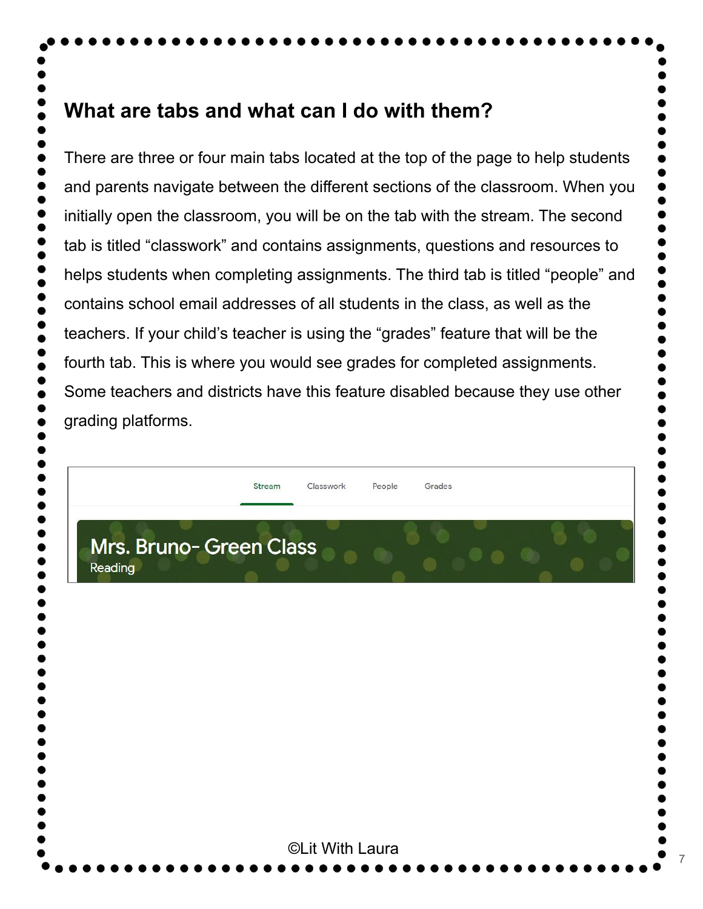## What are tabs and what can I do with them?

There are three or four main tabs located at the top of the page to help students and parents navigate between the different sections of the classroom. When you initially open the classroom, you will be on the tab with the stream. The second tab is titled “classwork” and contains assignments, questions and resources to helps students when completing assignments. The third tab is titled “people” and contains school email addresses of all students in the class, as well as the teachers. If your child’s teacher is using the “grades” feature that will be the fourth tab. This is where you would see grades for completed assignments. Some teachers and districts have this feature disabled because they use other grading platforms.

Stream Classwork People Grades

Mrs. Bruno- Green Class
Reading

©Lit With Laura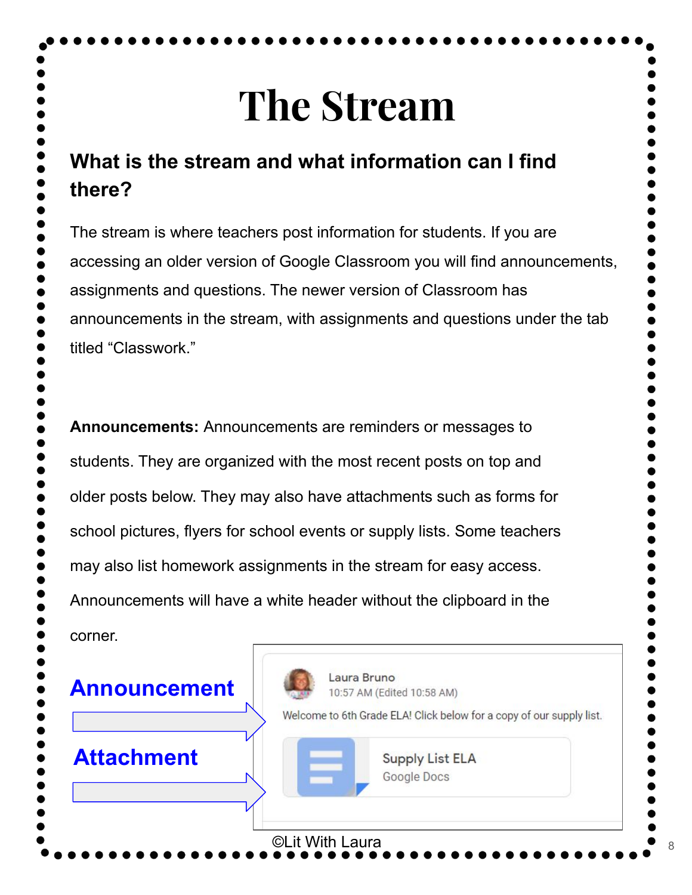# The Stream

### What is the stream and what information can I find there?

The stream is where teachers post information for students. If you are accessing an older version of Google Classroom you will find announcements, assignments and questions. The newer version of Classroom has announcements in the stream, with assignments and questions under the tab titled "Classwork."

**Announcements:** Announcements are reminders or messages to students. They are organized with the most recent posts on top and older posts below. They may also have attachments such as forms for school pictures, flyers for school events or supply lists. Some teachers may also list homework assignments in the stream for easy access. Announcements will have a white header without the clipboard in the corner.

**Announcement**

**Attachment**

Laura Bruno
10:57 AM (Edited 10:58 AM)
Welcome to 6th Grade ELA! Click below for a copy of our supply list.

Supply List ELA
Google Docs

©Lit With Laura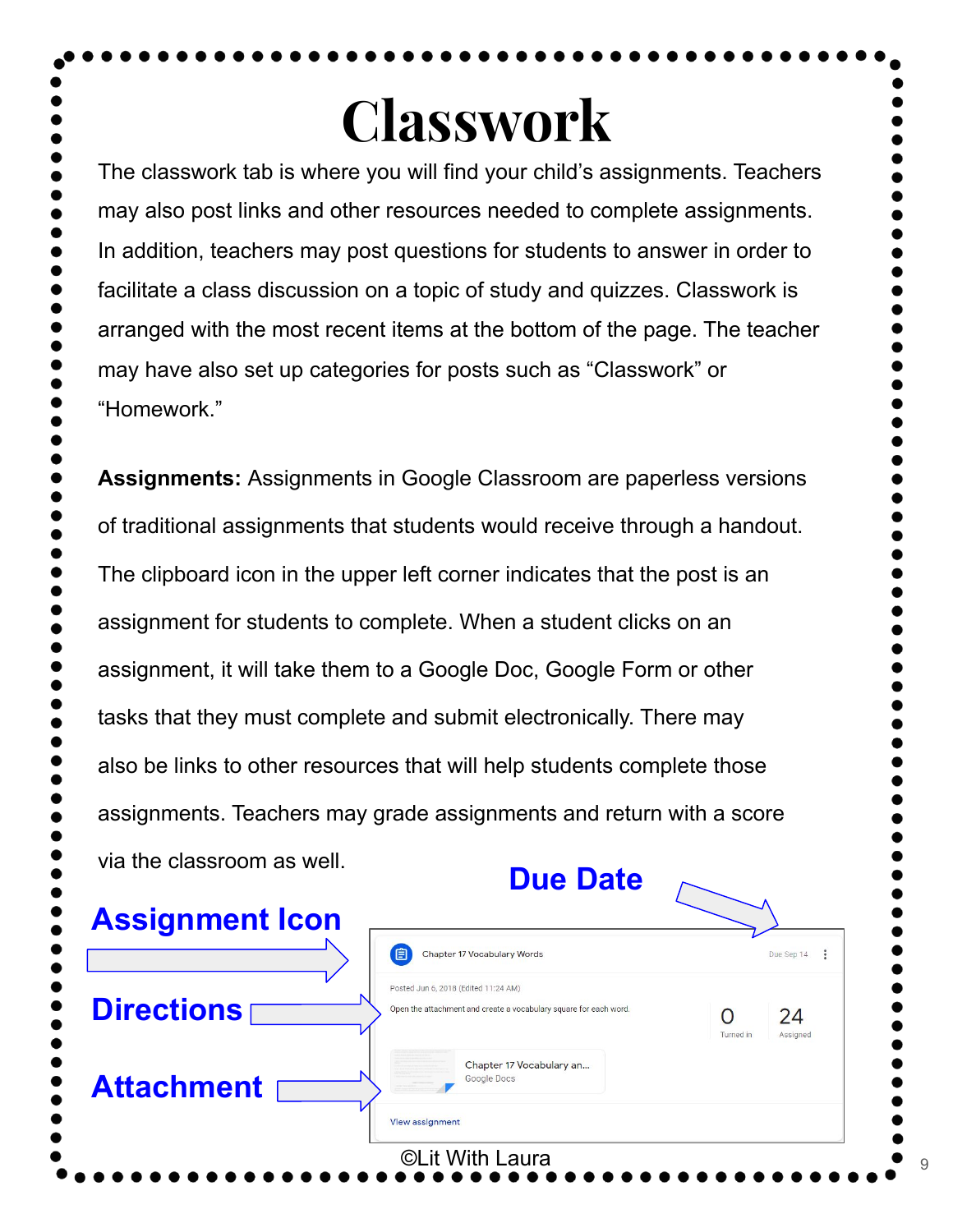# Classwork

The classwork tab is where you will find your child's assignments. Teachers may also post links and other resources needed to complete assignments. In addition, teachers may post questions for students to answer in order to facilitate a class discussion on a topic of study and quizzes. Classwork is arranged with the most recent items at the bottom of the page. The teacher may have also set up categories for posts such as "Classwork" or "Homework."

**Assignments:** Assignments in Google Classroom are paperless versions of traditional assignments that students would receive through a handout. The clipboard icon in the upper left corner indicates that the post is an assignment for students to complete. When a student clicks on an assignment, it will take them to a Google Doc, Google Form or other tasks that they must complete and submit electronically. There may also be links to other resources that will help students complete those assignments. Teachers may grade assignments and return with a score via the classroom as well.

**Due Date**

**Assignment Icon**

**Directions**

**Attachment**

Chapter 17 Vocabulary Words

Due Sep 14

Posted Jun 6, 2018 (Edited 11:24 AM)

Open the attachment and create a vocabulary square for each word.

0 Turned in

24 Assigned

Chapter 17 Vocabulary an...
Google Docs

View assignment

©Lit With Laura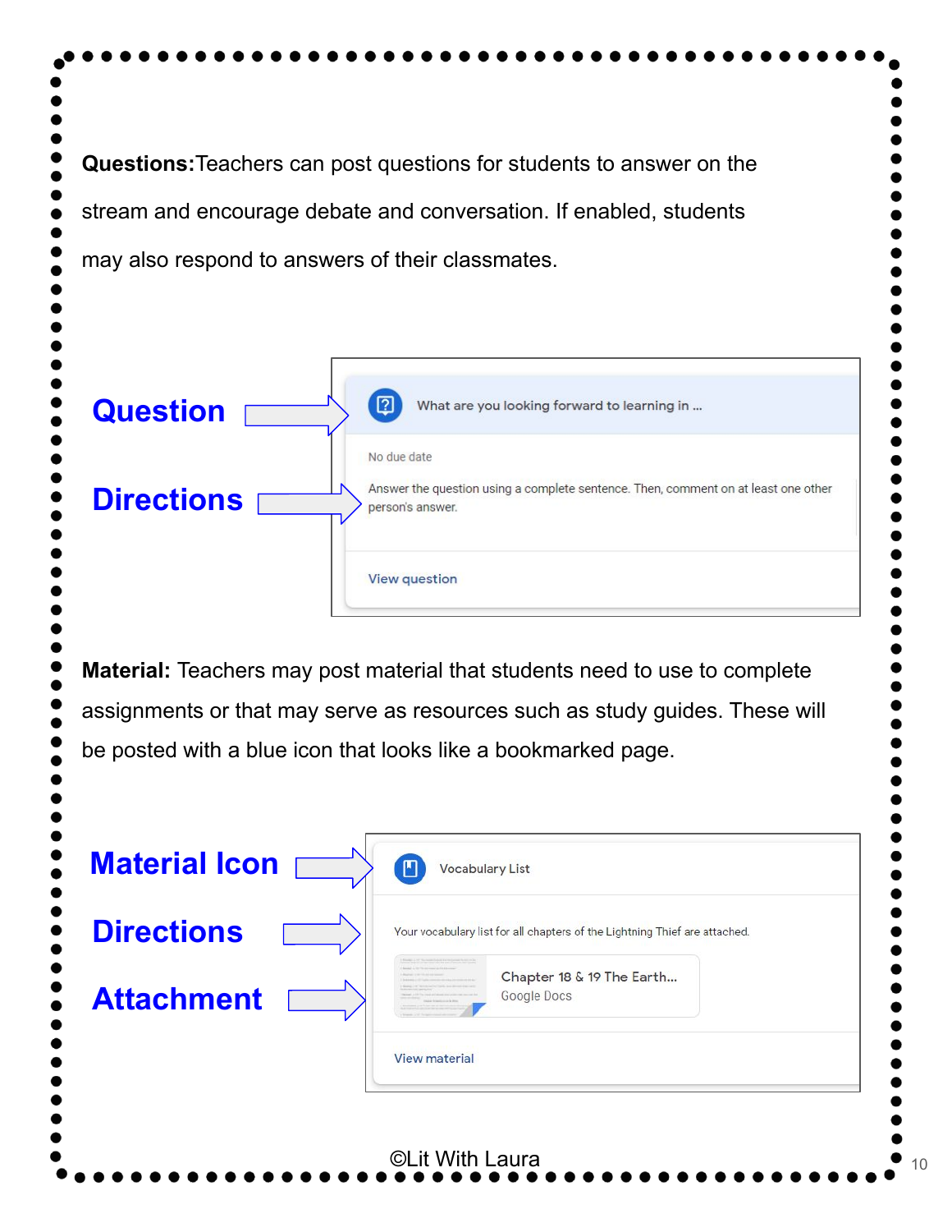**Questions:** Teachers can post questions for students to answer on the stream and encourage debate and conversation. If enabled, students may also respond to answers of their classmates.

**Question** → What are you looking forward to learning in ...

No due date

**Directions** → Answer the question using a complete sentence. Then, comment on at least one other person's answer.

View question

**Material:** Teachers may post material that students need to use to complete assignments or that may serve as resources such as study guides. These will be posted with a blue icon that looks like a bookmarked page.

**Material Icon** → Vocabulary List

**Directions** → Your vocabulary list for all chapters of the Lightning Thief are attached.

**Attachment** → Chapter 18 & 19 The Earth... Google Docs

View material

©Lit With Laura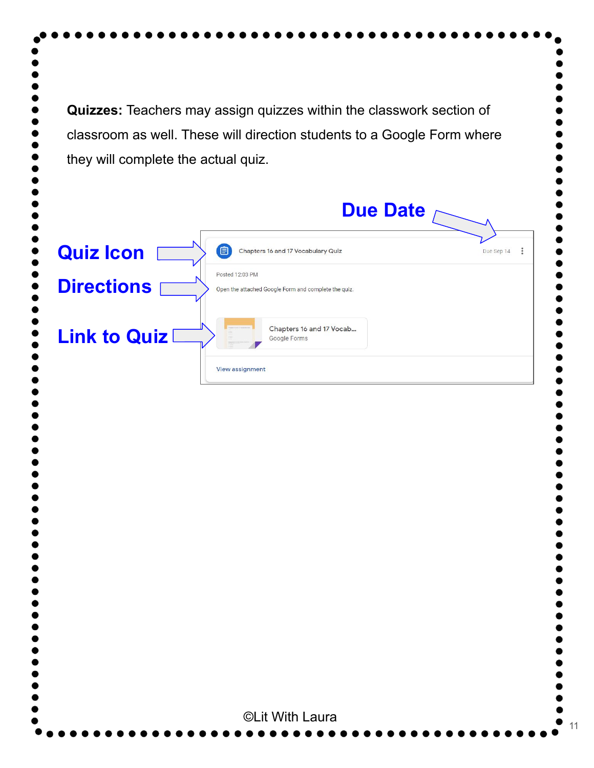**Quizzes:** Teachers may assign quizzes within the classwork section of classroom as well. These will direction students to a Google Form where they will complete the actual quiz.

Due Date

Quiz Icon

Directions

Link to Quiz

Chapters 16 and 17 Vocabulary Quiz

Due Sep 14

Posted 12:03 PM

Open the attached Google Form and complete the quiz.

Chapters 16 and 17 Vocab...
Google Forms

View assignment

©Lit With Laura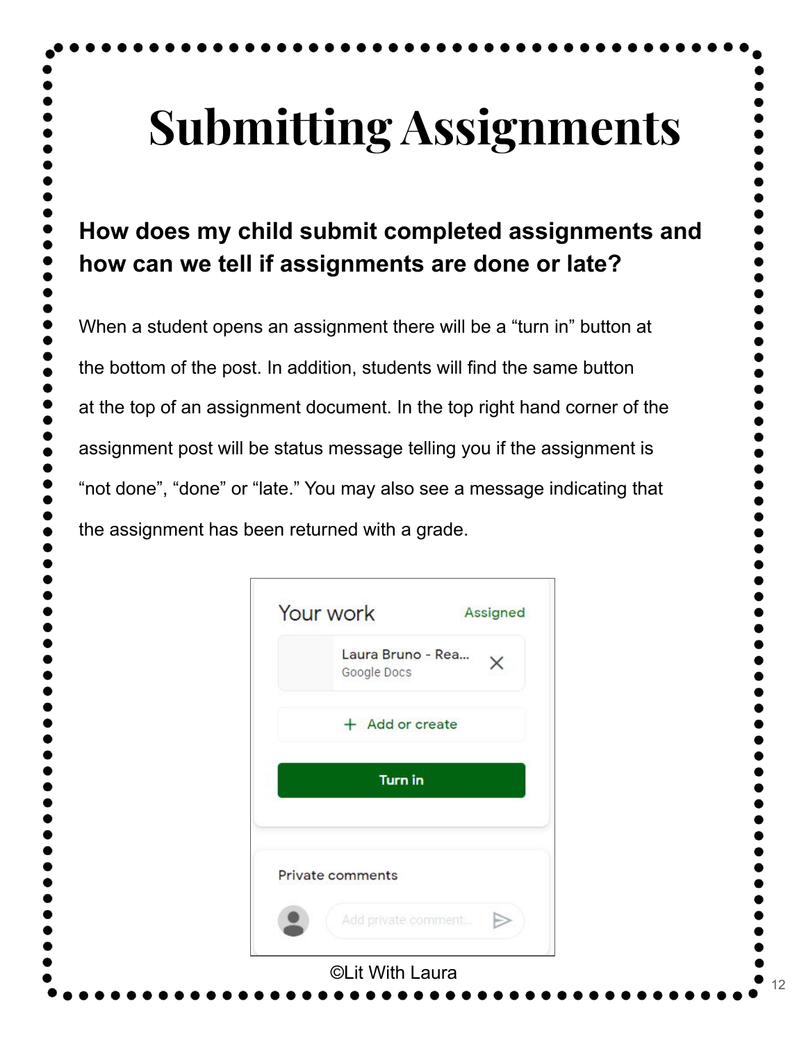# Submitting Assignments

**How does my child submit completed assignments and how can we tell if assignments are done or late?**

When a student opens an assignment there will be a “turn in” button at the bottom of the post. In addition, students will find the same button at the top of an assignment document. In the top right hand corner of the assignment post will be status message telling you if the assignment is “not done”, “done” or “late.” You may also see a message indicating that the assignment has been returned with a grade.

Your work Assigned

Laura Bruno - Rea...
Google Docs

+ Add or create

Turn in

Private comments

Add private comment...

©Lit With Laura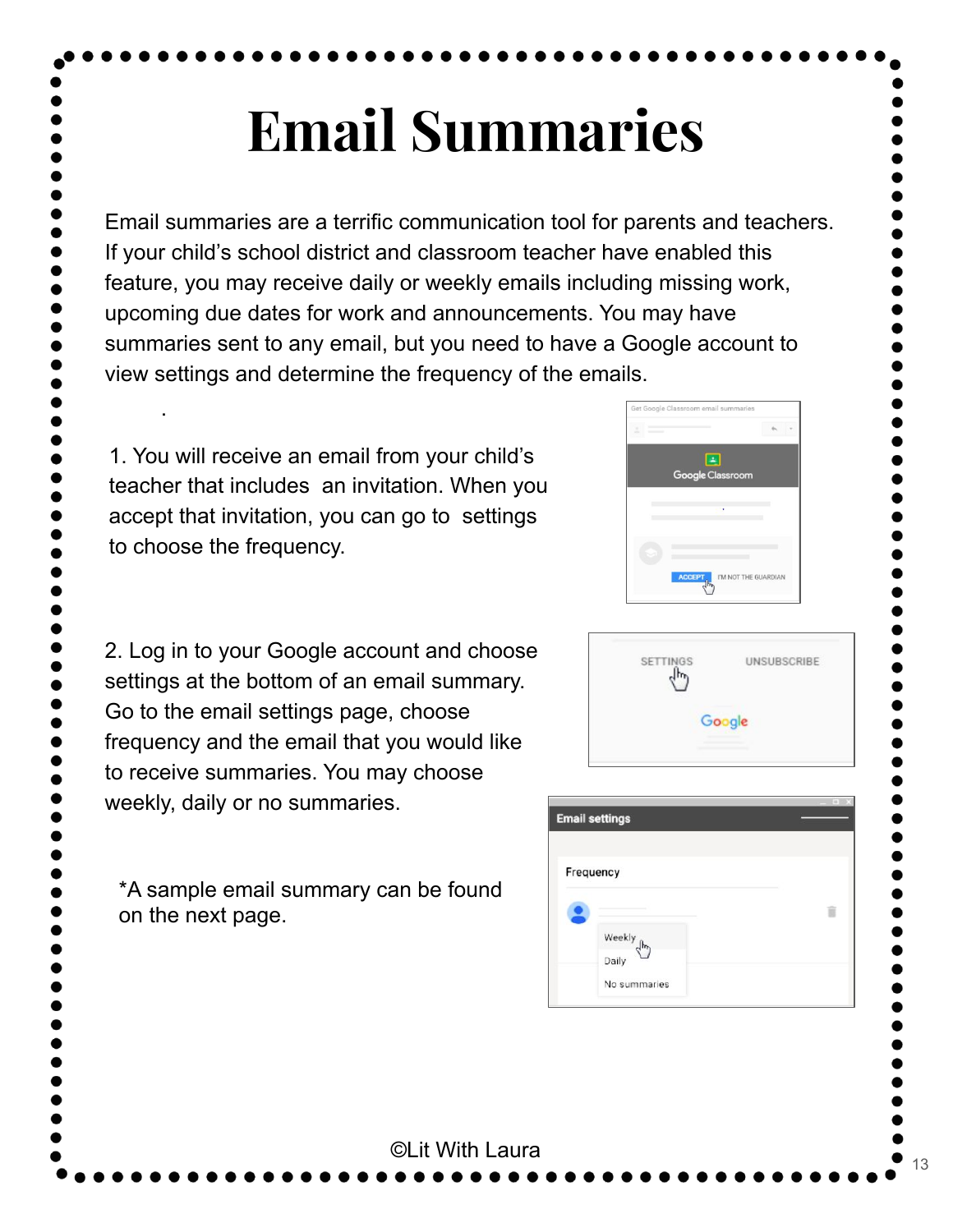# Email Summaries

Email summaries are a terrific communication tool for parents and teachers. If your child's school district and classroom teacher have enabled this feature, you may receive daily or weekly emails including missing work, upcoming due dates for work and announcements. You may have summaries sent to any email, but you need to have a Google account to view settings and determine the frequency of the emails.

1. You will receive an email from your child's teacher that includes an invitation. When you accept that invitation, you can go to settings to choose the frequency.

2. Log in to your Google account and choose settings at the bottom of an email summary. Go to the email settings page, choose frequency and the email that you would like to receive summaries. You may choose weekly, daily or no summaries.

*A sample email summary can be found on the next page.

©Lit With Laura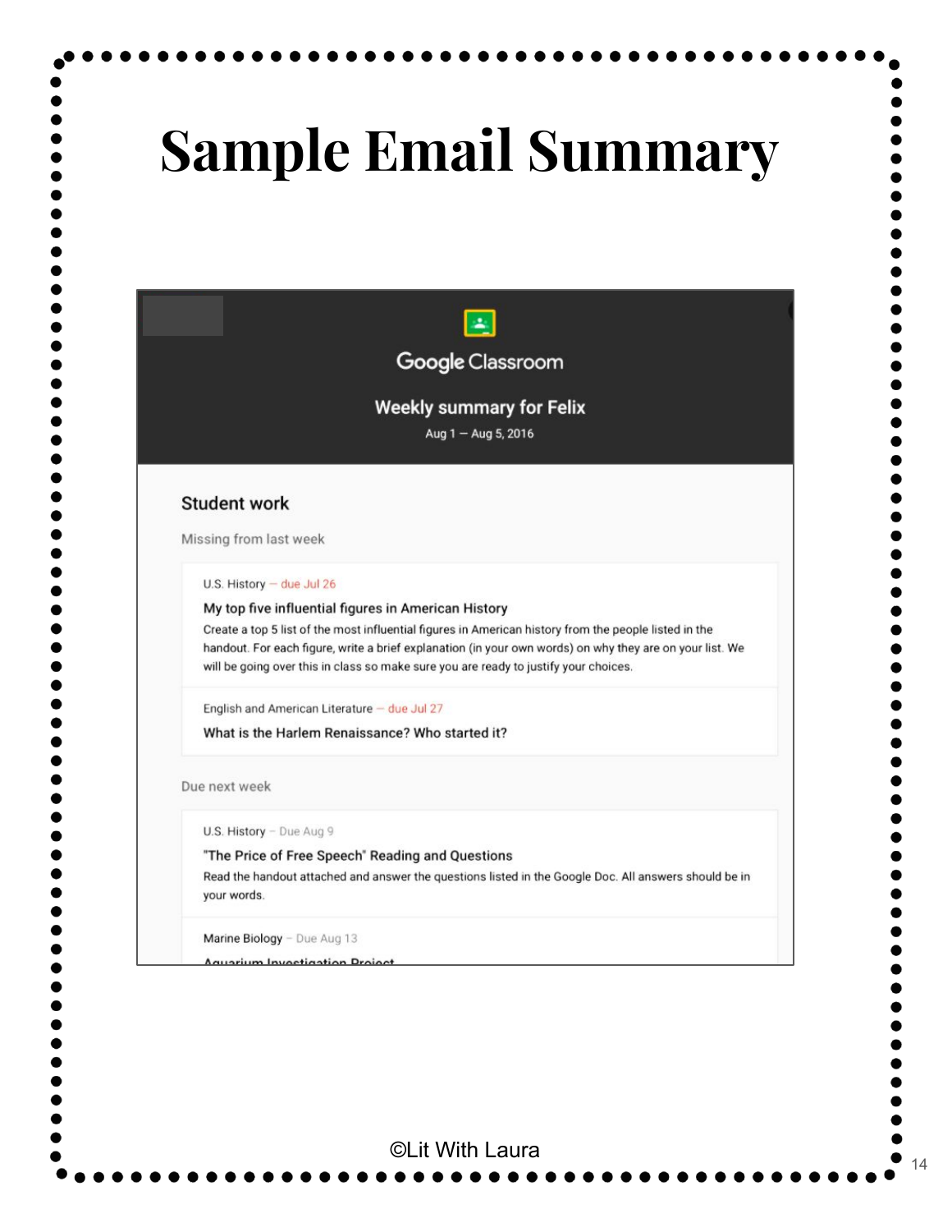# Sample Email Summary

Google Classroom

**Weekly summary for Felix**

Aug 1 — Aug 5, 2016

## Student work

Missing from last week

U.S. History — due Jul 26

**My top five influential figures in American History**

Create a top 5 list of the most influential figures in American history from the people listed in the handout. For each figure, write a brief explanation (in your own words) on why they are on your list. We will be going over this in class so make sure you are ready to justify your choices.

English and American Literature — due Jul 27

**What is the Harlem Renaissance? Who started it?**

Due next week

U.S. History – Due Aug 9

**"The Price of Free Speech" Reading and Questions**

Read the handout attached and answer the questions listed in the Google Doc. All answers should be in your words.

Marine Biology – Due Aug 13

**Aquarium Investigation Project**

©Lit With Laura